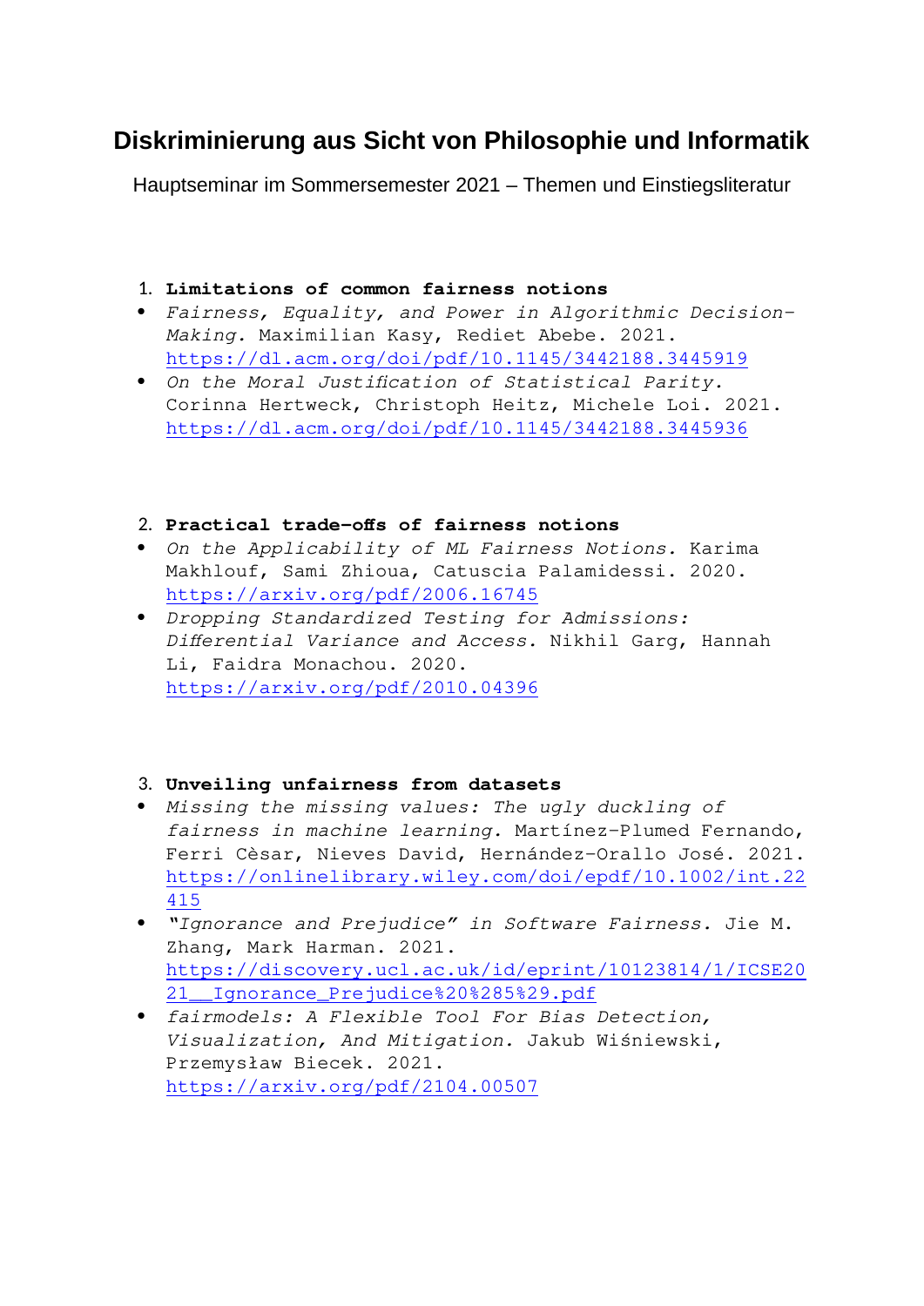# Diskriminierung aus Sicht von Philosophie und Informatik

Hauptseminar im Sommersemester 2021 – Themen und Einstiegsliteratur

1. **Limitations of common fairness notions**

- *Fairness, Equality, and Power in Algorithmic Decision-Making.* Maximilian Kasy, Rediet Abebe. 2021. https://dl.acm.org/doi/pdf/10.1145/3442188.3445919
- *On the Moral Justification of Statistical Parity.* Corinna Hertweck, Christoph Heitz, Michele Loi. 2021. https://dl.acm.org/doi/pdf/10.1145/3442188.3445936

2. **Practical trade-offs of fairness notions**

- *On the Applicability of ML Fairness Notions.* Karima Makhlouf, Sami Zhioua, Catuscia Palamidessi. 2020. https://arxiv.org/pdf/2006.16745
- *Dropping Standardized Testing for Admissions: Differential Variance and Access.* Nikhil Garg, Hannah Li, Faidra Monachou. 2020. https://arxiv.org/pdf/2010.04396

3. **Unveiling unfairness from datasets**

- *Missing the missing values: The ugly duckling of fairness in machine learning.* Martínez-Plumed Fernando, Ferri Cèsar, Nieves David, Hernández-Orallo José. 2021. https://onlinelibrary.wiley.com/doi/epdf/10.1002/int.22415
- *"Ignorance and Prejudice" in Software Fairness.* Jie M. Zhang, Mark Harman. 2021. https://discovery.ucl.ac.uk/id/eprint/10123814/1/ICSE2021__Ignorance_Prejudice%20%285%29.pdf
- *fairmodels: A Flexible Tool For Bias Detection, Visualization, And Mitigation.* Jakub Wiśniewski, Przemysław Biecek. 2021. https://arxiv.org/pdf/2104.00507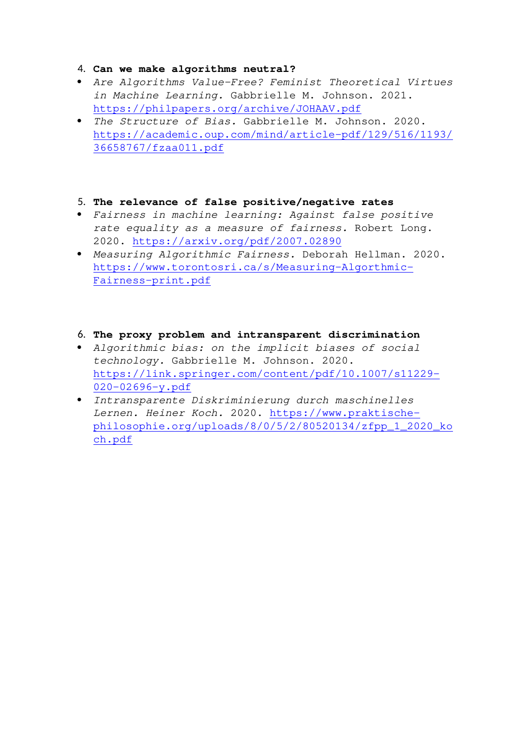4. **Can we make algorithms neutral?**
- *Are Algorithms Value-Free? Feminist Theoretical Virtues in Machine Learning.* Gabbrielle M. Johnson. 2021. https://philpapers.org/archive/JOHAAV.pdf
- *The Structure of Bias.* Gabbrielle M. Johnson. 2020. https://academic.oup.com/mind/article-pdf/129/516/1193/36658767/fzaa011.pdf

5. **The relevance of false positive/negative rates**
- *Fairness in machine learning: Against false positive rate equality as a measure of fairness.* Robert Long. 2020. https://arxiv.org/pdf/2007.02890
- *Measuring Algorithmic Fairness.* Deborah Hellman. 2020. https://www.torontosri.ca/s/Measuring-Algorthmic-Fairness-print.pdf

6. **The proxy problem and intransparent discrimination**
- *Algorithmic bias: on the implicit biases of social technology.* Gabbrielle M. Johnson. 2020. https://link.springer.com/content/pdf/10.1007/s11229-020-02696-y.pdf
- *Intransparente Diskriminierung durch maschinelles Lernen.* Heiner Koch. 2020. https://www.praktische-philosophie.org/uploads/8/0/5/2/80520134/zfpp_1_2020_koch.pdf